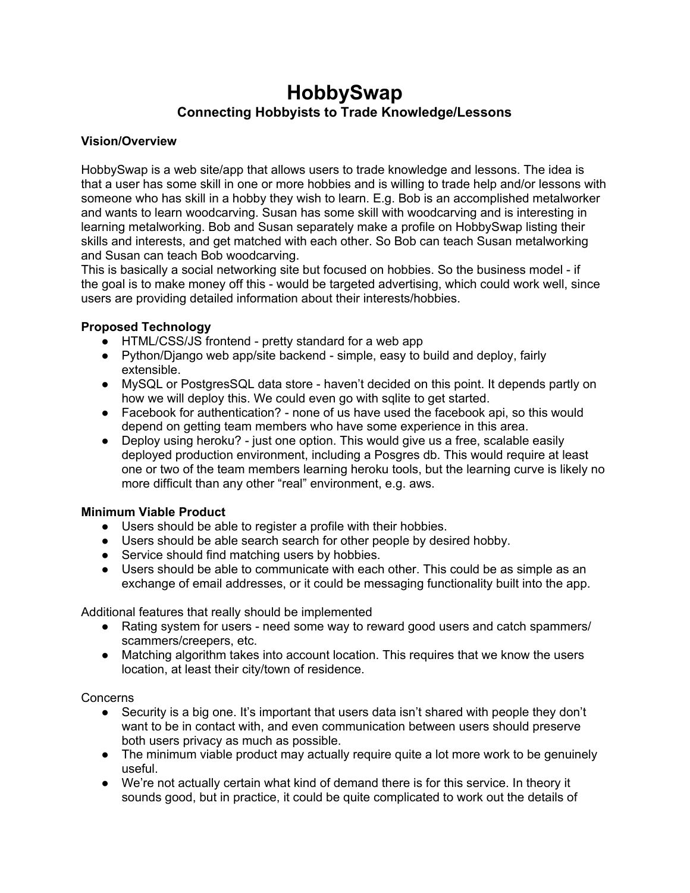# HobbySwap

## Connecting Hobbyists to Trade Knowledge/Lessons

**Vision/Overview**

HobbySwap is a web site/app that allows users to trade knowledge and lessons. The idea is that a user has some skill in one or more hobbies and is willing to trade help and/or lessons with someone who has skill in a hobby they wish to learn. E.g. Bob is an accomplished metalworker and wants to learn woodcarving. Susan has some skill with woodcarving and is interesting in learning metalworking. Bob and Susan separately make a profile on HobbySwap listing their skills and interests, and get matched with each other. So Bob can teach Susan metalworking and Susan can teach Bob woodcarving.
This is basically a social networking site but focused on hobbies. So the business model - if the goal is to make money off this - would be targeted advertising, which could work well, since users are providing detailed information about their interests/hobbies.

**Proposed Technology**

- HTML/CSS/JS frontend - pretty standard for a web app
- Python/Django web app/site backend - simple, easy to build and deploy, fairly extensible.
- MySQL or PostgresSQL data store - haven't decided on this point. It depends partly on how we will deploy this. We could even go with sqlite to get started.
- Facebook for authentication? - none of us have used the facebook api, so this would depend on getting team members who have some experience in this area.
- Deploy using heroku? - just one option. This would give us a free, scalable easily deployed production environment, including a Posgres db. This would require at least one or two of the team members learning heroku tools, but the learning curve is likely no more difficult than any other "real" environment, e.g. aws.

**Minimum Viable Product**

- Users should be able to register a profile with their hobbies.
- Users should be able search search for other people by desired hobby.
- Service should find matching users by hobbies.
- Users should be able to communicate with each other. This could be as simple as an exchange of email addresses, or it could be messaging functionality built into the app.

Additional features that really should be implemented

- Rating system for users - need some way to reward good users and catch spammers/ scammers/creepers, etc.
- Matching algorithm takes into account location. This requires that we know the users location, at least their city/town of residence.

Concerns

- Security is a big one. It's important that users data isn't shared with people they don't want to be in contact with, and even communication between users should preserve both users privacy as much as possible.
- The minimum viable product may actually require quite a lot more work to be genuinely useful.
- We're not actually certain what kind of demand there is for this service. In theory it sounds good, but in practice, it could be quite complicated to work out the details of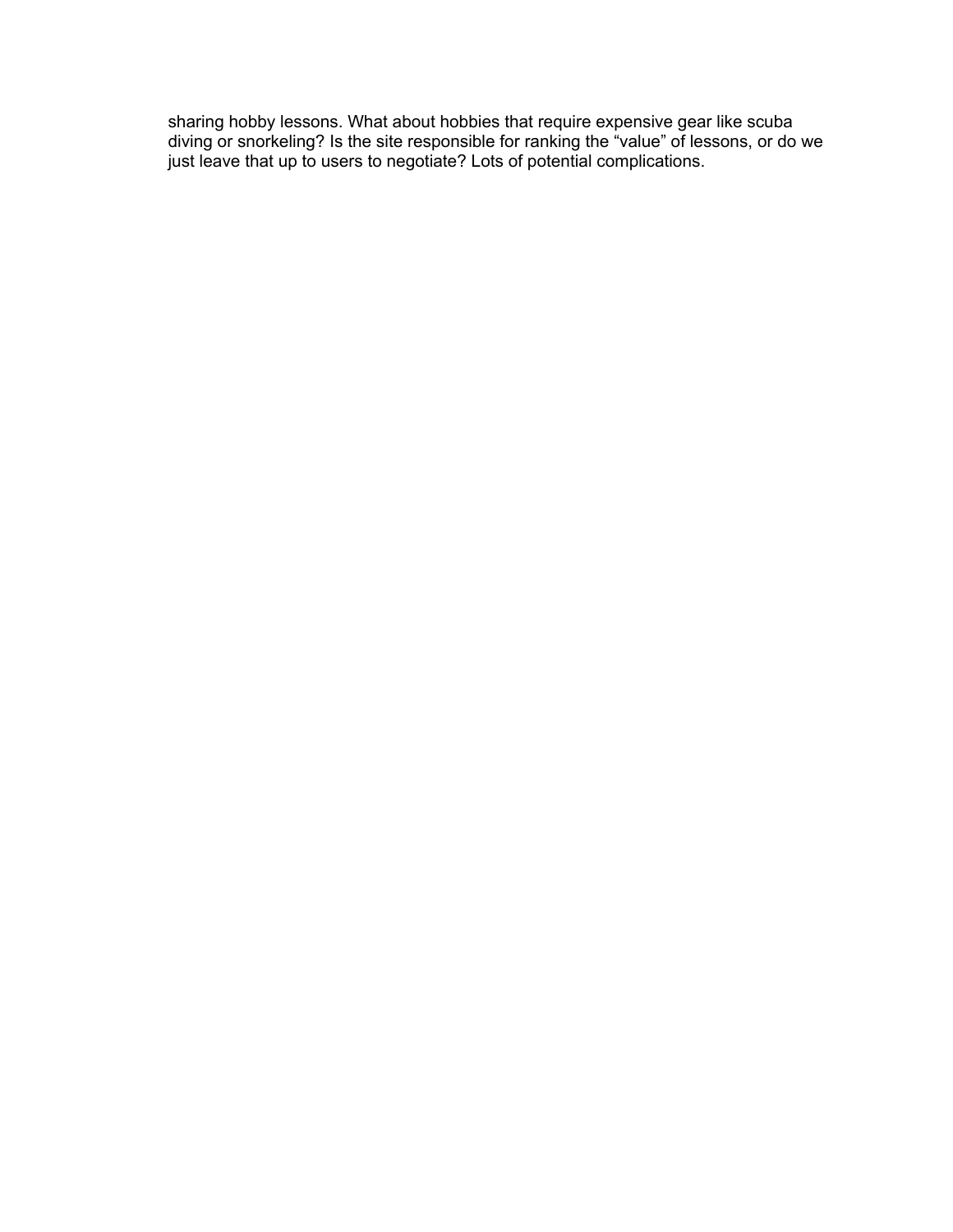sharing hobby lessons. What about hobbies that require expensive gear like scuba diving or snorkeling? Is the site responsible for ranking the “value” of lessons, or do we just leave that up to users to negotiate? Lots of potential complications.